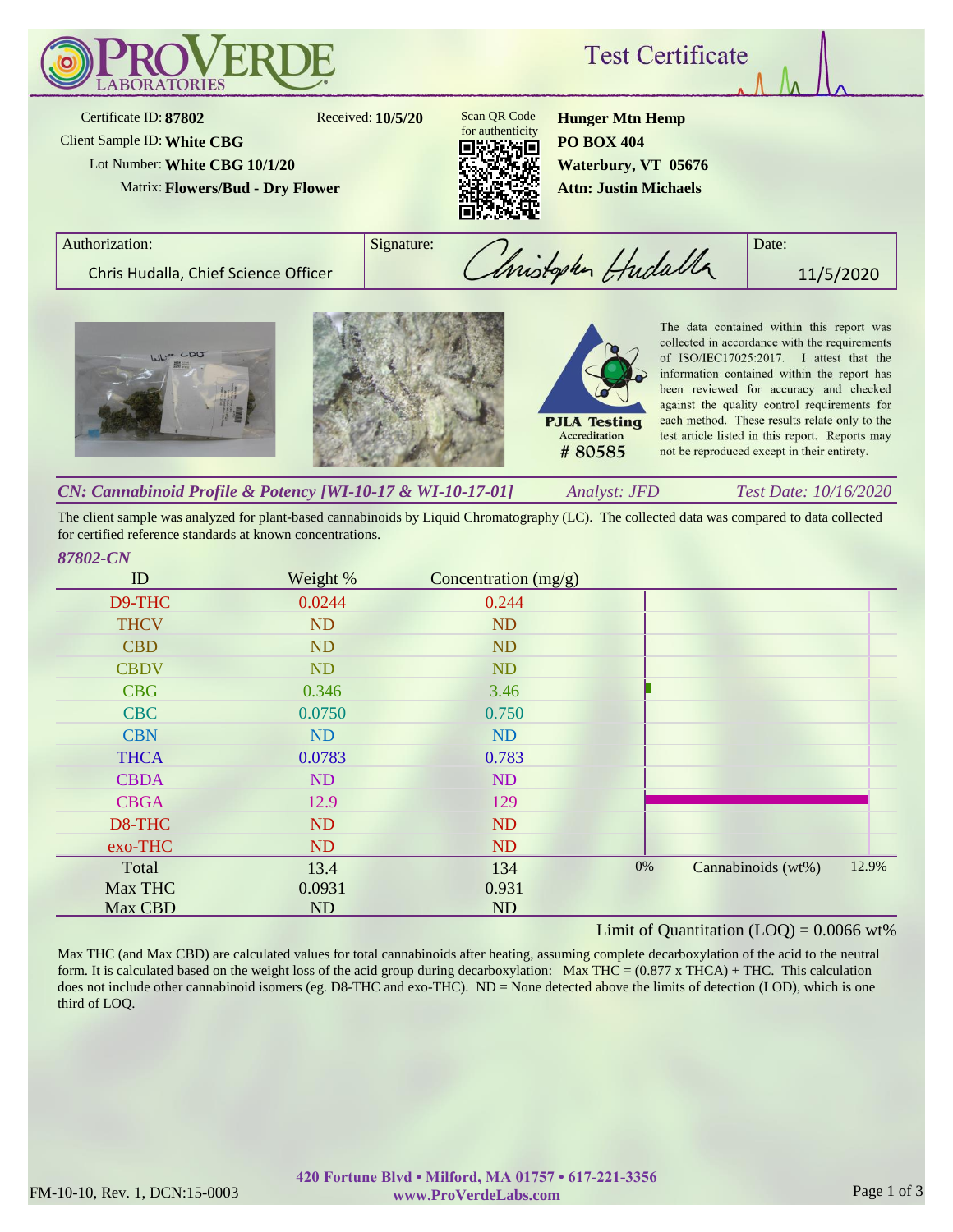# ProVerde Laboratories

## Test Certificate

Certificate ID: **87802**
Received: **10/5/20**
Client Sample ID: **White CBG**
Lot Number: **White CBG 10/1/20**
Matrix: **Flowers/Bud - Dry Flower**

Scan QR Code for authenticity

**Hunger Mtn Hemp**
**PO BOX 404**
**Waterbury, VT 05676**
**Attn: Justin Michaels**

| Authorization: | Signature: | Date: |
|---|---|---|
| Chris Hudalla, Chief Science Officer | Christopher Hudalla | 11/5/2020 |

PJLA Testing Accreditation # 80585

The data contained within this report was collected in accordance with the requirements of ISO/IEC17025:2017. I attest that the information contained within the report has been reviewed for accuracy and checked against the quality control requirements for each method. These results relate only to the test article listed in this report. Reports may not be reproduced except in their entirety.

## *CN: Cannabinoid Profile & Potency [WI-10-17 & WI-10-17-01]*

*Analyst: JFD* — *Test Date: 10/16/2020*

The client sample was analyzed for plant-based cannabinoids by Liquid Chromatography (LC). The collected data was compared to data collected for certified reference standards at known concentrations.

*87802-CN*

| ID | Weight % | Concentration (mg/g) |
|---|---|---|
| D9-THC | 0.0244 | 0.244 |
| THCV | ND | ND |
| CBD | ND | ND |
| CBDV | ND | ND |
| CBG | 0.346 | 3.46 |
| CBC | 0.0750 | 0.750 |
| CBN | ND | ND |
| THCA | 0.0783 | 0.783 |
| CBDA | ND | ND |
| CBGA | 12.9 | 129 |
| D8-THC | ND | ND |
| exo-THC | ND | ND |
| Total | 13.4 | 134 |
| Max THC | 0.0931 | 0.931 |
| Max CBD | ND | ND |

Cannabinoids (wt%): 0% – 12.9%

Limit of Quantitation (LOQ) = 0.0066 wt%

Max THC (and Max CBD) are calculated values for total cannabinoids after heating, assuming complete decarboxylation of the acid to the neutral form. It is calculated based on the weight loss of the acid group during decarboxylation: Max THC = (0.877 x THCA) + THC. This calculation does not include other cannabinoid isomers (eg. D8-THC and exo-THC). ND = None detected above the limits of detection (LOD), which is one third of LOQ.

FM-10-10, Rev. 1, DCN:15-0003

420 Fortune Blvd • Milford, MA 01757 • 617-221-3356
www.ProVerdeLabs.com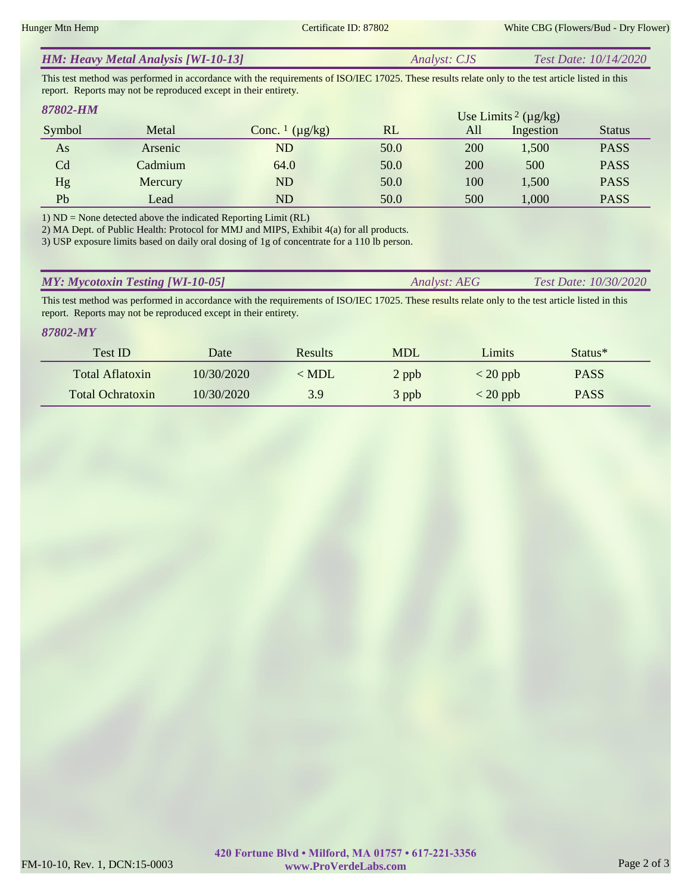## *HM: Heavy Metal Analysis [WI-10-13]* *Analyst: CJS* *Test Date: 10/14/2020*

This test method was performed in accordance with the requirements of ISO/IEC 17025. These results relate only to the test article listed in this report. Reports may not be reproduced except in their entirety.

### *87802-HM*

| Symbol | Metal | Conc. [1] (µg/kg) | RL | Use Limits [2] (µg/kg) | | Status |
|---|---|---|---|---|---|---|
| | | | | All | Ingestion | |
| As | Arsenic | ND | 50.0 | 200 | 1,500 | PASS |
| Cd | Cadmium | 64.0 | 50.0 | 200 | 500 | PASS |
| Hg | Mercury | ND | 50.0 | 100 | 1,500 | PASS |
| Pb | Lead | ND | 50.0 | 500 | 1,000 | PASS |

1) ND = None detected above the indicated Reporting Limit (RL)
2) MA Dept. of Public Health: Protocol for MMJ and MIPS, Exhibit 4(a) for all products.
3) USP exposure limits based on daily oral dosing of 1g of concentrate for a 110 lb person.

## *MY: Mycotoxin Testing [WI-10-05]* *Analyst: AEG* *Test Date: 10/30/2020*

This test method was performed in accordance with the requirements of ISO/IEC 17025. These results relate only to the test article listed in this report. Reports may not be reproduced except in their entirety.

### *87802-MY*

| Test ID | Date | Results | MDL | Limits | Status* |
|---|---|---|---|---|---|
| Total Aflatoxin | 10/30/2020 | < MDL | 2 ppb | < 20 ppb | PASS |
| Total Ochratoxin | 10/30/2020 | 3.9 | 3 ppb | < 20 ppb | PASS |

**420 Fortune Blvd • Milford, MA 01757 • 617-221-3356**
**www.ProVerdeLabs.com**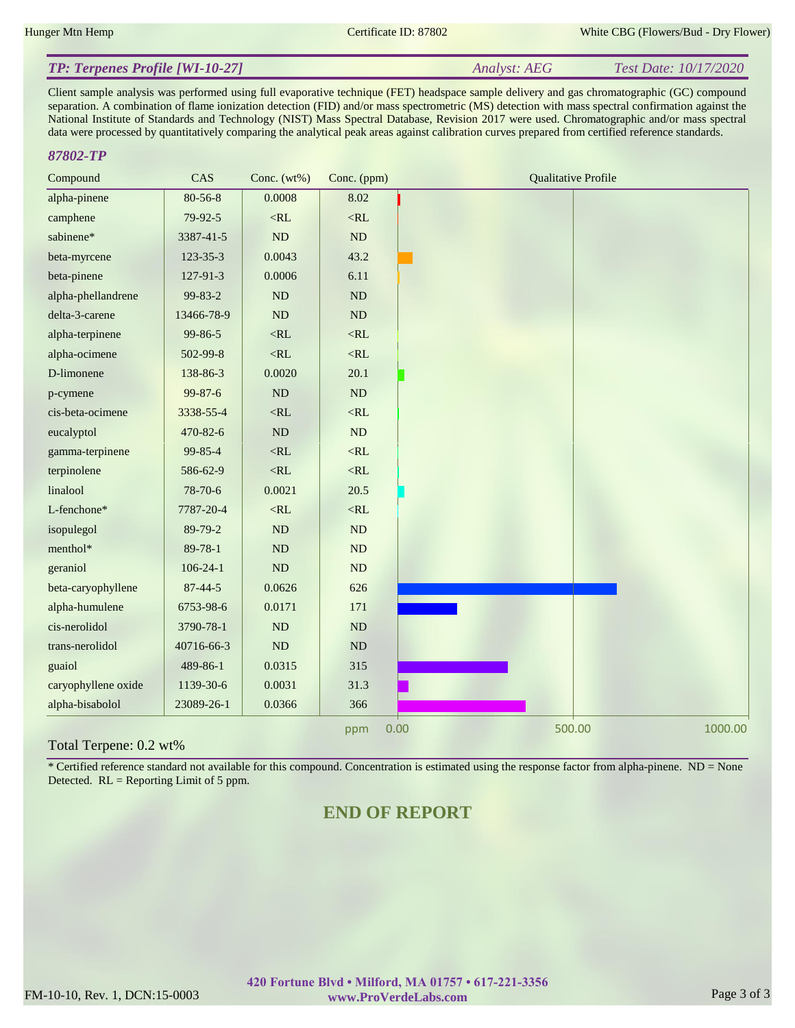## *TP: Terpenes Profile [WI-10-27]* *Analyst: AEG* *Test Date: 10/17/2020*

Client sample analysis was performed using full evaporative technique (FET) headspace sample delivery and gas chromatographic (GC) compound separation. A combination of flame ionization detection (FID) and/or mass spectrometric (MS) detection with mass spectral confirmation against the National Institute of Standards and Technology (NIST) Mass Spectral Database, Revision 2017 were used. Chromatographic and/or mass spectral data were processed by quantitatively comparing the analytical peak areas against calibration curves prepared from certified reference standards.

### *87802-TP*

| Compound | CAS | Conc. (wt%) | Conc. (ppm) |
|---|---|---|---|
| alpha-pinene | 80-56-8 | 0.0008 | 8.02 |
| camphene | 79-92-5 | <RL | <RL |
| sabinene* | 3387-41-5 | ND | ND |
| beta-myrcene | 123-35-3 | 0.0043 | 43.2 |
| beta-pinene | 127-91-3 | 0.0006 | 6.11 |
| alpha-phellandrene | 99-83-2 | ND | ND |
| delta-3-carene | 13466-78-9 | ND | ND |
| alpha-terpinene | 99-86-5 | <RL | <RL |
| alpha-ocimene | 502-99-8 | <RL | <RL |
| D-limonene | 138-86-3 | 0.0020 | 20.1 |
| p-cymene | 99-87-6 | ND | ND |
| cis-beta-ocimene | 3338-55-4 | <RL | <RL |
| eucalyptol | 470-82-6 | ND | ND |
| gamma-terpinene | 99-85-4 | <RL | <RL |
| terpinolene | 586-62-9 | <RL | <RL |
| linalool | 78-70-6 | 0.0021 | 20.5 |
| L-fenchone* | 7787-20-4 | <RL | <RL |
| isopulegol | 89-79-2 | ND | ND |
| menthol* | 89-78-1 | ND | ND |
| geraniol | 106-24-1 | ND | ND |
| beta-caryophyllene | 87-44-5 | 0.0626 | 626 |
| alpha-humulene | 6753-98-6 | 0.0171 | 171 |
| cis-nerolidol | 3790-78-1 | ND | ND |
| trans-nerolidol | 40716-66-3 | ND | ND |
| guaiol | 489-86-1 | 0.0315 | 315 |
| caryophyllene oxide | 1139-30-6 | 0.0031 | 31.3 |
| alpha-bisabolol | 23089-26-1 | 0.0366 | 366 |

Qualitative Profile

ppm 0.00 500.00 1000.00

Total Terpene: 0.2 wt%

\* Certified reference standard not available for this compound. Concentration is estimated using the response factor from alpha-pinene. ND = None Detected. RL = Reporting Limit of 5 ppm.

**END OF REPORT**

**420 Fortune Blvd • Milford, MA 01757 • 617-221-3356**
**www.ProVerdeLabs.com**